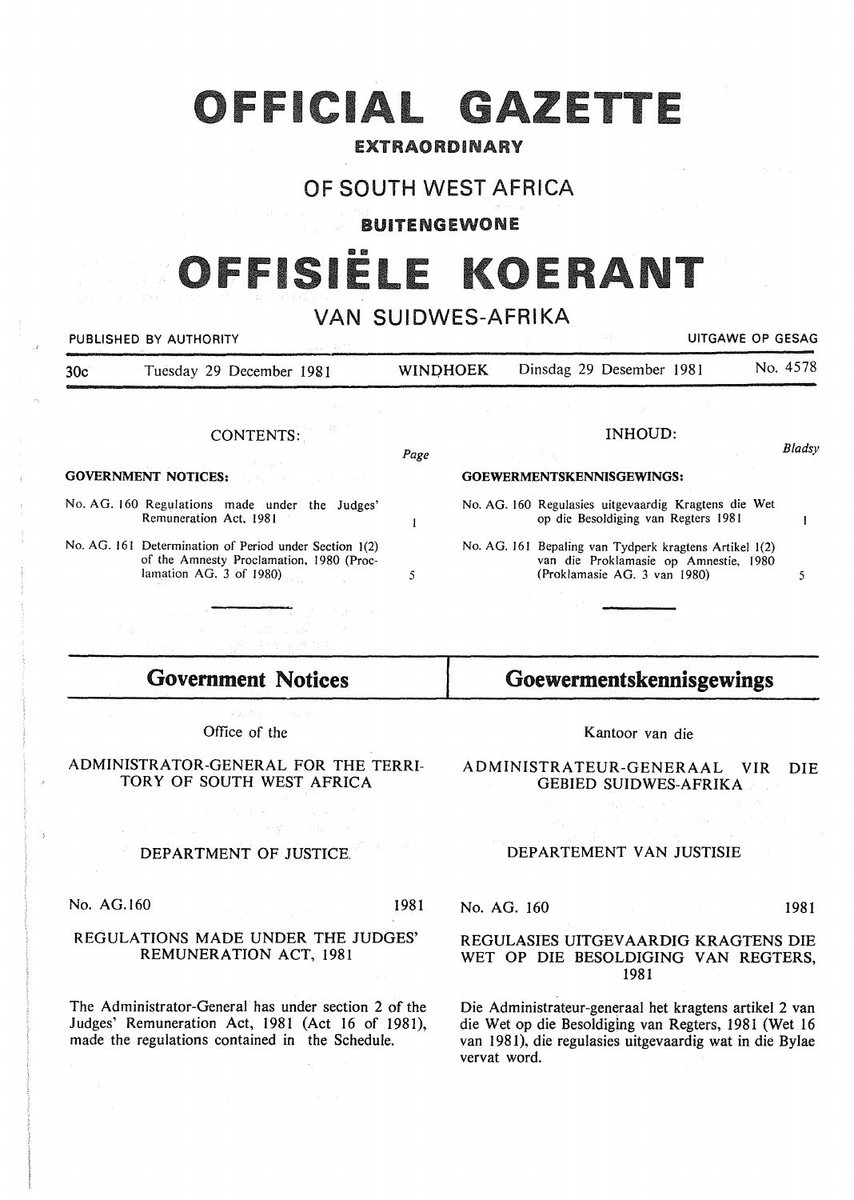# OFFICIAL GAZETTE

**EXTRAORDINARY**

## OF SOUTH WEST AFRICA

**BUITENGEWONE**

# OFFISIËLE KOERANT

## VAN SUIDWES-AFRIKA

PUBLISHED BY AUTHORITY — UITGAWE OP GESAG

30c — Tuesday 29 December 1981 — WINDHOEK — Dinsdag 29 Desember 1981 — No. 4578

### CONTENTS:

| GOVERNMENT NOTICES: | Page |
|---|---|
| No. AG. 160 Regulations made under the Judges' Remuneration Act, 1981 | 1 |
| No. AG. 161 Determination of Period under Section 1(2) of the Amnesty Proclamation, 1980 (Proclamation AG. 3 of 1980) | 5 |

### INHOUD:

| GOEWERMENTSKENNISGEWINGS: | *Bladsy* |
|---|---|
| No. AG. 160 Regulasies uitgevaardig Kragtens die Wet op die Besoldiging van Regters 1981 | 1 |
| No. AG. 161 Bepaling van Tydperk kragtens Artikel 1(2) van die Proklamasie op Amnestie, 1980 (Proklamasie AG. 3 van 1980) | 5 |

## Government Notices

Office of the

ADMINISTRATOR-GENERAL FOR THE TERRITORY OF SOUTH WEST AFRICA

DEPARTMENT OF JUSTICE

No. AG.160 — 1981

### REGULATIONS MADE UNDER THE JUDGES' REMUNERATION ACT, 1981

The Administrator-General has under section 2 of the Judges' Remuneration Act, 1981 (Act 16 of 1981), made the regulations contained in the Schedule.

## Goewermentskennisgewings

Kantoor van die

ADMINISTRATEUR-GENERAAL VIR DIE GEBIED SUIDWES-AFRIKA

DEPARTEMENT VAN JUSTISIE

No. AG. 160 — 1981

### REGULASIES UITGEVAARDIG KRAGTENS DIE WET OP DIE BESOLDIGING VAN REGTERS, 1981

Die Administrateur-generaal het kragtens artikel 2 van die Wet op die Besoldiging van Regters, 1981 (Wet 16 van 1981), die regulasies uitgevaardig wat in die Bylae vervat word.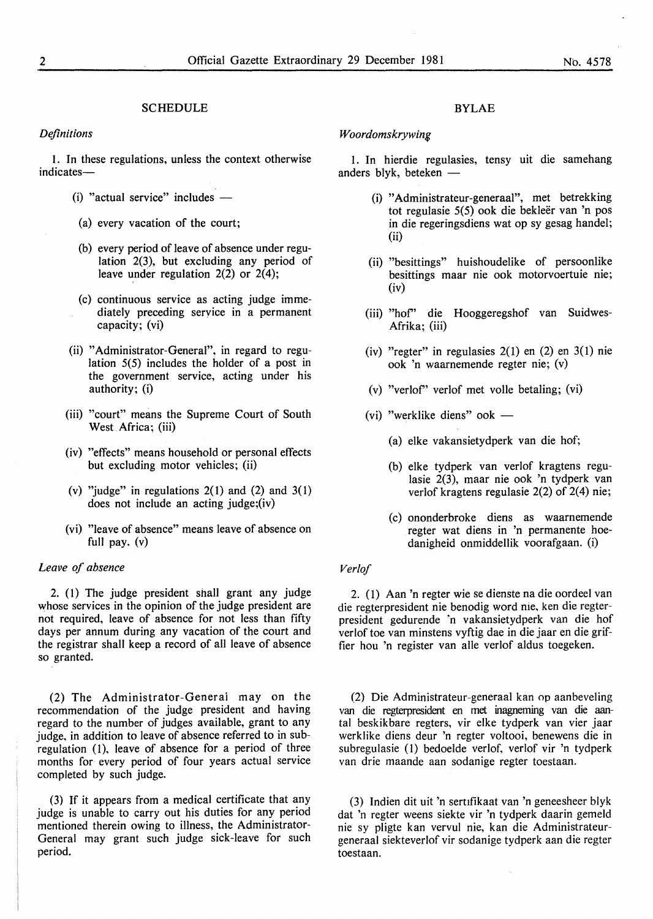## SCHEDULE

*Definitions*

1. In these regulations, unless the context otherwise indicates—

(i) "actual service" includes —

(a) every vacation of the court;

(b) every period of leave of absence under regulation 2(3), but excluding any period of leave under regulation 2(2) or 2(4);

(c) continuous service as acting judge immediately preceding service in a permanent capacity; (vi)

(ii) "Administrator-General", in regard to regulation 5(5) includes the holder of a post in the government service, acting under his authority; (i)

(iii) "court" means the Supreme Court of South West Africa; (iii)

(iv) "effects" means household or personal effects but excluding motor vehicles; (ii)

(v) "judge" in regulations 2(1) and (2) and 3(1) does not include an acting judge;(iv)

(vi) "leave of absence" means leave of absence on full pay. (v)

*Leave of absence*

2. (1) The judge president shall grant any judge whose services in the opinion of the judge president are not required, leave of absence for not less than fifty days per annum during any vacation of the court and the registrar shall keep a record of all leave of absence so granted.

(2) The Administrator-General may on the recommendation of the judge president and having regard to the number of judges available, grant to any judge, in addition to leave of absence referred to in subregulation (1), leave of absence for a period of three months for every period of four years actual service completed by such judge.

(3) If it appears from a medical certificate that any judge is unable to carry out his duties for any period mentioned therein owing to illness, the Administrator-General may grant such judge sick-leave for such period.

## BYLAE

*Woordomskrywing*

1. In hierdie regulasies, tensy uit die samehang anders blyk, beteken —

(i) "Administrateur-generaal", met betrekking tot regulasie 5(5) ook die bekleër van 'n pos in die regeringsdiens wat op sy gesag handel; (ii)

(ii) "besittings" huishoudelike of persoonlike besittings maar nie ook motorvoertuie nie; (iv)

(iii) "hof" die Hooggeregshof van Suidwes-Afrika; (iii)

(iv) "regter" in regulasies 2(1) en (2) en 3(1) nie ook 'n waarnemende regter nie; (v)

(v) "verlof" verlof met volle betaling; (vi)

(vi) "werklike diens" ook —

(a) elke vakansietydperk van die hof;

(b) elke tydperk van verlof kragtens regulasie 2(3), maar nie ook 'n tydperk van verlof kragtens regulasie 2(2) of 2(4) nie;

(c) ononderbroke diens as waarnemende regter wat diens in 'n permanente hoedanigheid onmiddellik voorafgaan. (i)

*Verlof*

2. (1) Aan 'n regter wie se dienste na die oordeel van die regterpresident nie benodig word nie, ken die regterpresident gedurende 'n vakansietydperk van die hof verlof toe van minstens vyftig dae in die jaar en die griffier hou 'n register van alle verlof aldus toegeken.

(2) Die Administrateur-generaal kan op aanbeveling van die regterpresident en met inagneming van die aantal beskikbare regters, vir elke tydperk van vier jaar werklike diens deur 'n regter voltooi, benewens die in subregulasie (1) bedoelde verlof, verlof vir 'n tydperk van drie maande aan sodanige regter toestaan.

(3) Indien dit uit 'n sertifikaat van 'n geneesheer blyk dat 'n regter weens siekte vir 'n tydperk daarin gemeld nie sy pligte kan vervul nie, kan die Administrateur-generaal siekteverlof vir sodanige tydperk aan die regter toestaan.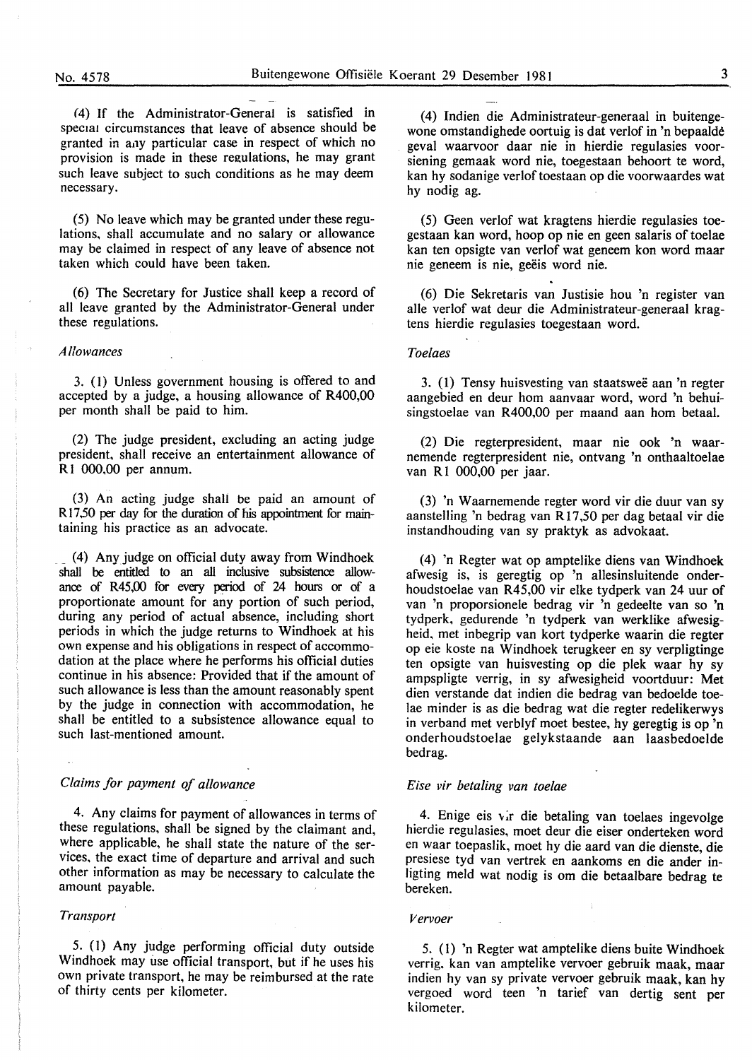(4) If the Administrator-General is satisfied in special circumstances that leave of absence should be granted in any particular case in respect of which no provision is made in these regulations, he may grant such leave subject to such conditions as he may deem necessary.

(5) No leave which may be granted under these regulations, shall accumulate and no salary or allowance may be claimed in respect of any leave of absence not taken which could have been taken.

(6) The Secretary for Justice shall keep a record of all leave granted by the Administrator-General under these regulations.

*Allowances*

3. (1) Unless government housing is offered to and accepted by a judge, a housing allowance of R400,00 per month shall be paid to him.

(2) The judge president, excluding an acting judge president, shall receive an entertainment allowance of R1 000,00 per annum.

(3) An acting judge shall be paid an amount of R17,50 per day for the duration of his appointment for maintaining his practice as an advocate.

(4) Any judge on official duty away from Windhoek shall be entitled to an all inclusive subsistence allowance of R45,00 for every period of 24 hours or of a proportionate amount for any portion of such period, during any period of actual absence, including short periods in which the judge returns to Windhoek at his own expense and his obligations in respect of accommodation at the place where he performs his official duties continue in his absence: Provided that if the amount of such allowance is less than the amount reasonably spent by the judge in connection with accommodation, he shall be entitled to a subsistence allowance equal to such last-mentioned amount.

*Claims for payment of allowance*

4. Any claims for payment of allowances in terms of these regulations, shall be signed by the claimant and, where applicable, he shall state the nature of the services, the exact time of departure and arrival and such other information as may be necessary to calculate the amount payable.

*Transport*

5. (1) Any judge performing official duty outside Windhoek may use official transport, but if he uses his own private transport, he may be reimbursed at the rate of thirty cents per kilometer.

(4) Indien die Administrateur-generaal in buitengewone omstandighede oortuig is dat verlof in 'n bepaalde geval waarvoor daar nie in hierdie regulasies voorsiening gemaak word nie, toegestaan behoort te word, kan hy sodanige verlof toestaan op die voorwaardes wat hy nodig ag.

(5) Geen verlof wat kragtens hierdie regulasies toegestaan kan word, hoop op nie en geen salaris of toelae kan ten opsigte van verlof wat geneem kon word maar nie geneem is nie, geëis word nie.

(6) Die Sekretaris van Justisie hou 'n register van alle verlof wat deur die Administrateur-generaal kragtens hierdie regulasies toegestaan word.

*Toelaes*

3. (1) Tensy huisvesting van staatsweë aan 'n regter aangebied en deur hom aanvaar word, word 'n behuisingstoelae van R400,00 per maand aan hom betaal.

(2) Die regterpresident, maar nie ook 'n waarnemende regterpresident nie, ontvang 'n onthaaltoelae van R1 000,00 per jaar.

(3) 'n Waarnemende regter word vir die duur van sy aanstelling 'n bedrag van R17,50 per dag betaal vir die instandhouding van sy praktyk as advokaat.

(4) 'n Regter wat op amptelike diens van Windhoek afwesig is, is geregtig op 'n allesinsluitende onderhoudstoelae van R45,00 vir elke tydperk van 24 uur of van 'n proporsionele bedrag vir 'n gedeelte van so 'n tydperk, gedurende 'n tydperk van werklike afwesigheid, met inbegrip van kort tydperke waarin die regter op eie koste na Windhoek terugkeer en sy verpligtinge ten opsigte van huisvesting op die plek waar hy sy ampspligte verrig, in sy afwesigheid voortduur: Met dien verstande dat indien die bedrag van bedoelde toelae minder is as die bedrag wat die regter redelikerwys in verband met verblyf moet bestee, hy geregtig is op 'n onderhoudstoelae gelykstaande aan laasbedoelde bedrag.

*Eise vir betaling van toelae*

4. Enige eis vir die betaling van toelaes ingevolge hierdie regulasies, moet deur die eiser onderteken word en waar toepaslik, moet hy die aard van die dienste, die presiese tyd van vertrek en aankoms en die ander inligting meld wat nodig is om die betaalbare bedrag te bereken.

*Vervoer*

5. (1) 'n Regter wat amptelike diens buite Windhoek verrig, kan van amptelike vervoer gebruik maak, maar indien hy van sy private vervoer gebruik maak, kan hy vergoed word teen 'n tarief van dertig sent per kilometer.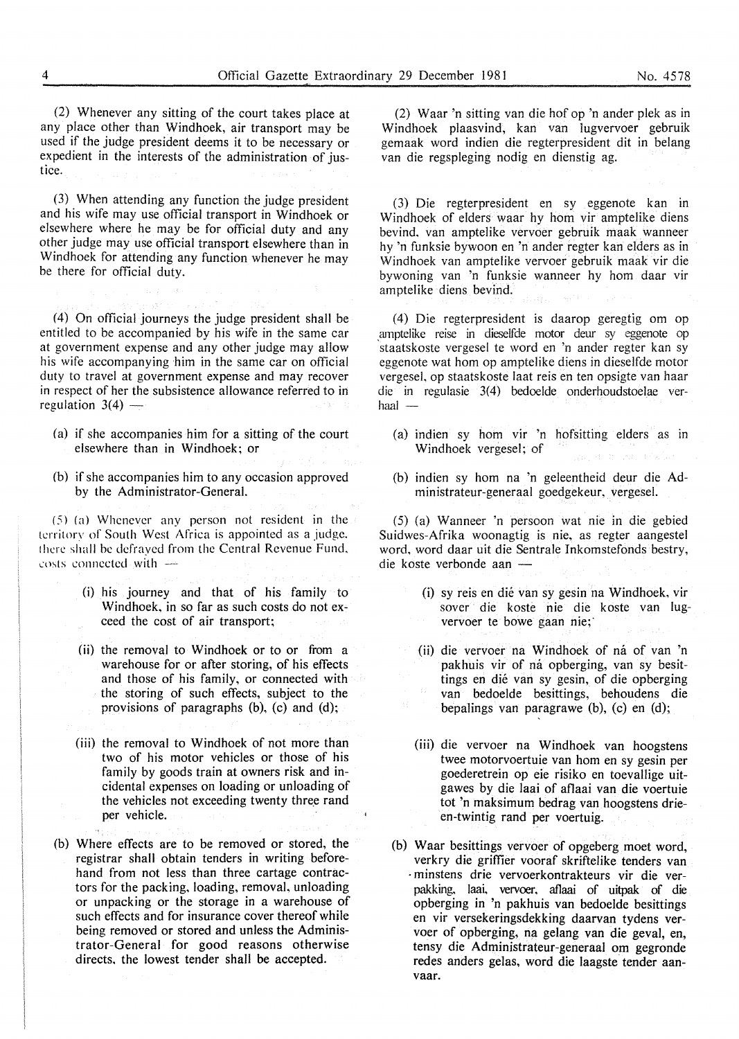(2) Whenever any sitting of the court takes place at any place other than Windhoek, air transport may be used if the judge president deems it to be necessary or expedient in the interests of the administration of justice.

(3) When attending any function the judge president and his wife may use official transport in Windhoek or elsewhere where he may be for official duty and any other judge may use official transport elsewhere than in Windhoek for attending any function whenever he may be there for official duty.

(4) On official journeys the judge president shall be entitled to be accompanied by his wife in the same car at government expense and any other judge may allow his wife accompanying him in the same car on official duty to travel at government expense and may recover in respect of her the subsistence allowance referred to in regulation 3(4) —

(a) if she accompanies him for a sitting of the court elsewhere than in Windhoek; or

(b) if she accompanies him to any occasion approved by the Administrator-General.

(5) (a) Whenever any person not resident in the territory of South West Africa is appointed as a judge, there shall be defrayed from the Central Revenue Fund, costs connected with —

(i) his journey and that of his family to Windhoek, in so far as such costs do not exceed the cost of air transport;

(ii) the removal to Windhoek or to or from a warehouse for or after storing, of his effects and those of his family, or connected with the storing of such effects, subject to the provisions of paragraphs (b), (c) and (d);

(iii) the removal to Windhoek of not more than two of his motor vehicles or those of his family by goods train at owners risk and incidental expenses on loading or unloading of the vehicles not exceeding twenty three rand per vehicle.

(b) Where effects are to be removed or stored, the registrar shall obtain tenders in writing beforehand from not less than three cartage contractors for the packing, loading, removal, unloading or unpacking or the storage in a warehouse of such effects and for insurance cover thereof while being removed or stored and unless the Administrator-General for good reasons otherwise directs, the lowest tender shall be accepted.

(2) Waar 'n sitting van die hof op 'n ander plek as in Windhoek plaasvind, kan van lugvervoer gebruik gemaak word indien die regterpresident dit in belang van die regspleging nodig en dienstig ag.

(3) Die regterpresident en sy eggenote kan in Windhoek of elders waar hy hom vir amptelike diens bevind, van amptelike vervoer gebruik maak wanneer hy 'n funksie bywoon en 'n ander regter kan elders as in Windhoek van amptelike vervoer gebruik maak vir die bywoning van 'n funksie wanneer hy hom daar vir amptelike diens bevind.

(4) Die regterpresident is daarop geregtig om op amptelike reise in dieselfde motor deur sy eggenote op staatskoste vergesel te word en 'n ander regter kan sy eggenote wat hom op amptelike diens in dieselfde motor vergesel, op staatskoste laat reis en ten opsigte van haar die in regulasie 3(4) bedoelde onderhoudstoelae verhaal —

(a) indien sy hom vir 'n hofsitting elders as in Windhoek vergesel; of

(b) indien sy hom na 'n geleentheid deur die Administrateur-generaal goedgekeur, vergesel.

(5) (a) Wanneer 'n persoon wat nie in die gebied Suidwes-Afrika woonagtig is nie, as regter aangestel word, word daar uit die Sentrale Inkomstefonds bestry, die koste verbonde aan —

(i) sy reis en dié van sy gesin na Windhoek, vir sover die koste nie die koste van lugvervoer te bowe gaan nie;

(ii) die vervoer na Windhoek of ná of van 'n pakhuis vir of ná opberging, van sy besittings en dié van sy gesin, of die opberging van bedoelde besittings, behoudens die bepalings van paragrawe (b), (c) en (d);

(iii) die vervoer na Windhoek van hoogstens twee motorvoertuie van hom en sy gesin per goederetrein op eie risiko en toevallige uitgawes by die laai of aflaai van die voertuie tot 'n maksimum bedrag van hoogstens drie-en-twintig rand per voertuig.

(b) Waar besittings vervoer of opgeberg moet word, verkry die griffier vooraf skriftelike tenders van minstens drie vervoerkontrakteurs vir die verpakking, laai, vervoer, aflaai of uitpak of die opberging in 'n pakhuis van bedoelde besittings en vir versekeringsdekking daarvan tydens vervoer of opberging, na gelang van die geval, en, tensy die Administrateur-generaal om gegronde redes anders gelas, word die laagste tender aanvaar.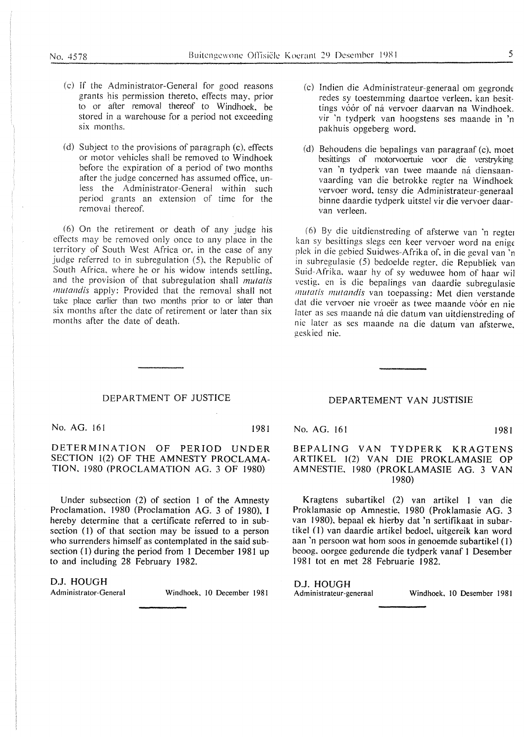(c) If the Administrator-General for good reasons grants his permission thereto, effects may, prior to or after removal thereof to Windhoek, be stored in a warehouse for a period not exceeding six months.

(d) Subject to the provisions of paragraph (c), effects or motor vehicles shall be removed to Windhoek before the expiration of a period of two months after the judge concerned has assumed office, unless the Administrator-General within such period grants an extension of time for the removal thereof.

(6) On the retirement or death of any judge his effects may be removed only once to any place in the territory of South West Africa or, in the case of any judge referred to in subregulation (5), the Republic of South Africa, where he or his widow intends settling, and the provision of that subregulation shall *mutatis mutandis* apply: Provided that the removal shall not take place earlier than two months prior to or later than six months after the date of retirement or later than six months after the date of death.

(c) Indien die Administrateur-generaal om gegronde redes sy toestemming daartoe verleen, kan besittings vóór of ná vervoer daarvan na Windhoek, vir 'n tydperk van hoogstens ses maande in 'n pakhuis opgeberg word.

(d) Behoudens die bepalings van paragraaf (c), moet besittings of motorvoertuie voor die verstryking van 'n tydperk van twee maande ná diensaanvaarding van die betrokke regter na Windhoek vervoer word, tensy die Administrateur-generaal binne daardie tydperk uitstel vir die vervoer daarvan verleen.

(6) By die uitdienstreding of afsterwe van 'n regter kan sy besittings slegs een keer vervoer word na enige plek in die gebied Suidwes-Afrika of, in die geval van 'n in subregulasie (5) bedoelde regter, die Republiek van Suid-Afrika, waar hy of sy weduwee hom of haar wil vestig, en is die bepalings van daardie subregulasie *mutatis mutandis* van toepassing: Met dien verstande dat die vervoer nie vroeër as twee maande vóór en nie later as ses maande ná die datum van uitdienstreding of nie later as ses maande na die datum van afsterwe, geskied nie.

---

## DEPARTMENT OF JUSTICE

No. AG. 161 1981

### DETERMINATION OF PERIOD UNDER SECTION 1(2) OF THE AMNESTY PROCLAMATION, 1980 (PROCLAMATION AG. 3 OF 1980)

Under subsection (2) of section 1 of the Amnesty Proclamation, 1980 (Proclamation AG. 3 of 1980), I hereby determine that a certificate referred to in subsection (1) of that section may be issued to a person who surrenders himself as contemplated in the said subsection (1) during the period from 1 December 1981 up to and including 28 February 1982.

D.J. HOUGH
Administrator-General

Windhoek, 10 December 1981

---

## DEPARTEMENT VAN JUSTISIE

No. AG. 161 1981

### BEPALING VAN TYDPERK KRAGTENS ARTIKEL 1(2) VAN DIE PROKLAMASIE OP AMNESTIE, 1980 (PROKLAMASIE AG. 3 VAN 1980)

Kragtens subartikel (2) van artikel 1 van die Proklamasie op Amnestie, 1980 (Proklamasie AG. 3 van 1980), bepaal ek hierby dat 'n sertifikaat in subartikel (1) van daardie artikel bedoel, uitgereik kan word aan 'n persoon wat hom soos in genoemde subartikel (1) beoog, oorgee gedurende die tydperk vanaf 1 Desember 1981 tot en met 28 Februarie 1982.

D.J. HOUGH
Administrateur-generaal

Windhoek, 10 Desember 1981